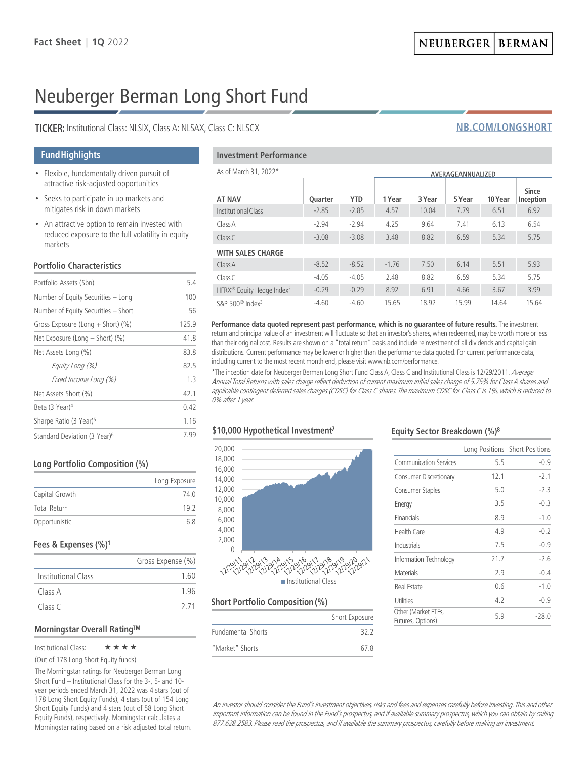Fact Sheet | 1Q 2022

NEUBERGER | BERMAN

# Neuberger Berman Long Short Fund

**TICKER:** Institutional Class: NLSIX, Class A: NLSAX, Class C: NLSCX

NB.COM/LONGSHORT

## Fund Highlights

- Flexible, fundamentally driven pursuit of attractive risk-adjusted opportunities
- Seeks to participate in up markets and mitigates risk in down markets
- An attractive option to remain invested with reduced exposure to the full volatility in equity markets

### Portfolio Characteristics

| | |
|---|---|
| Portfolio Assets ($bn) | 5.4 |
| Number of Equity Securities – Long | 100 |
| Number of Equity Securities – Short | 56 |
| Gross Exposure (Long + Short) (%) | 125.9 |
| Net Exposure (Long – Short) (%) | 41.8 |
| Net Assets Long (%) | 83.8 |
| *Equity Long (%)* | 82.5 |
| *Fixed Income Long (%)* | 1.3 |
| Net Assets Short (%) | 42.1 |
| Beta (3 Year)[4] | 0.42 |
| Sharpe Ratio (3 Year)[5] | 1.16 |
| Standard Deviation (3 Year)[6] | 7.99 |

### Long Portfolio Composition (%)

| | Long Exposure |
|---|---|
| Capital Growth | 74.0 |
| Total Return | 19.2 |
| Opportunistic | 6.8 |

### Fees & Expenses (%)[1]

| | Gross Expense (%) |
|---|---|
| Institutional Class | 1.60 |
| Class A | 1.96 |
| Class C | 2.71 |

### Morningstar Overall Rating™

Institutional Class: ★★★★

(Out of 178 Long Short Equity funds)

The Morningstar ratings for Neuberger Berman Long Short Fund – Institutional Class for the 3-, 5- and 10-year periods ended March 31, 2022 was 4 stars (out of 178 Long Short Equity Funds), 4 stars (out of 154 Long Short Equity Funds) and 4 stars (out of 58 Long Short Equity Funds), respectively. Morningstar calculates a Morningstar rating based on a risk adjusted total return.

## Investment Performance

As of March 31, 2022*

| | | | AVERAGE ANNUALIZED | | | | |
|---|---|---|---|---|---|---|---|
| **AT NAV** | **Quarter** | **YTD** | **1 Year** | **3 Year** | **5 Year** | **10 Year** | **Since Inception** |
| Institutional Class | -2.85 | -2.85 | 4.57 | 10.04 | 7.79 | 6.51 | 6.92 |
| Class A | -2.94 | -2.94 | 4.25 | 9.64 | 7.41 | 6.13 | 6.54 |
| Class C | -3.08 | -3.08 | 3.48 | 8.82 | 6.59 | 5.34 | 5.75 |
| **WITH SALES CHARGE** | | | | | | | |
| Class A | -8.52 | -8.52 | -1.76 | 7.50 | 6.14 | 5.51 | 5.93 |
| Class C | -4.05 | -4.05 | 2.48 | 8.82 | 6.59 | 5.34 | 5.75 |
| HFRX® Equity Hedge Index[2] | -0.29 | -0.29 | 8.92 | 6.91 | 4.66 | 3.67 | 3.99 |
| S&P 500® Index[3] | -4.60 | -4.60 | 15.65 | 18.92 | 15.99 | 14.64 | 15.64 |

**Performance data quoted represent past performance, which is no guarantee of future results.** The investment return and principal value of an investment will fluctuate so that an investor's shares, when redeemed, may be worth more or less than their original cost. Results are shown on a "total return" basis and include reinvestment of all dividends and capital gain distributions. Current performance may be lower or higher than the performance data quoted. For current performance data, including current to the most recent month end, please visit www.nb.com/performance.

*The inception date for Neuberger Berman Long Short Fund Class A, Class C and Institutional Class is 12/29/2011. *Average Annual Total Returns with sales charge reflect deduction of current maximum initial sales charge of 5.75% for Class A shares and applicable contingent deferred sales charges (CDSC) for Class C shares. The maximum CDSC for Class C is 1%, which is reduced to 0% after 1 year.*

### $10,000 Hypothetical Investment[7]

Institutional Class

### Short Portfolio Composition (%)

| | Short Exposure |
|---|---|
| Fundamental Shorts | 32.2 |
| "Market" Shorts | 67.8 |

### Equity Sector Breakdown (%)[8]

| | Long Positions | Short Positions |
|---|---|---|
| Communication Services | 5.5 | -0.9 |
| Consumer Discretionary | 12.1 | -2.1 |
| Consumer Staples | 5.0 | -2.3 |
| Energy | 3.5 | -0.3 |
| Financials | 8.9 | -1.0 |
| Health Care | 4.9 | -0.2 |
| Industrials | 7.5 | -0.9 |
| Information Technology | 21.7 | -2.6 |
| Materials | 2.9 | -0.4 |
| Real Estate | 0.6 | -1.0 |
| Utilities | 4.2 | -0.9 |
| Other (Market ETFs, Futures, Options) | 5.9 | -28.0 |

*An investor should consider the Fund's investment objectives, risks and fees and expenses carefully before investing. This and other important information can be found in the Fund's prospectus, and if available summary prospectus, which you can obtain by calling 877.628.2583. Please read the prospectus, and if available the summary prospectus, carefully before making an investment.*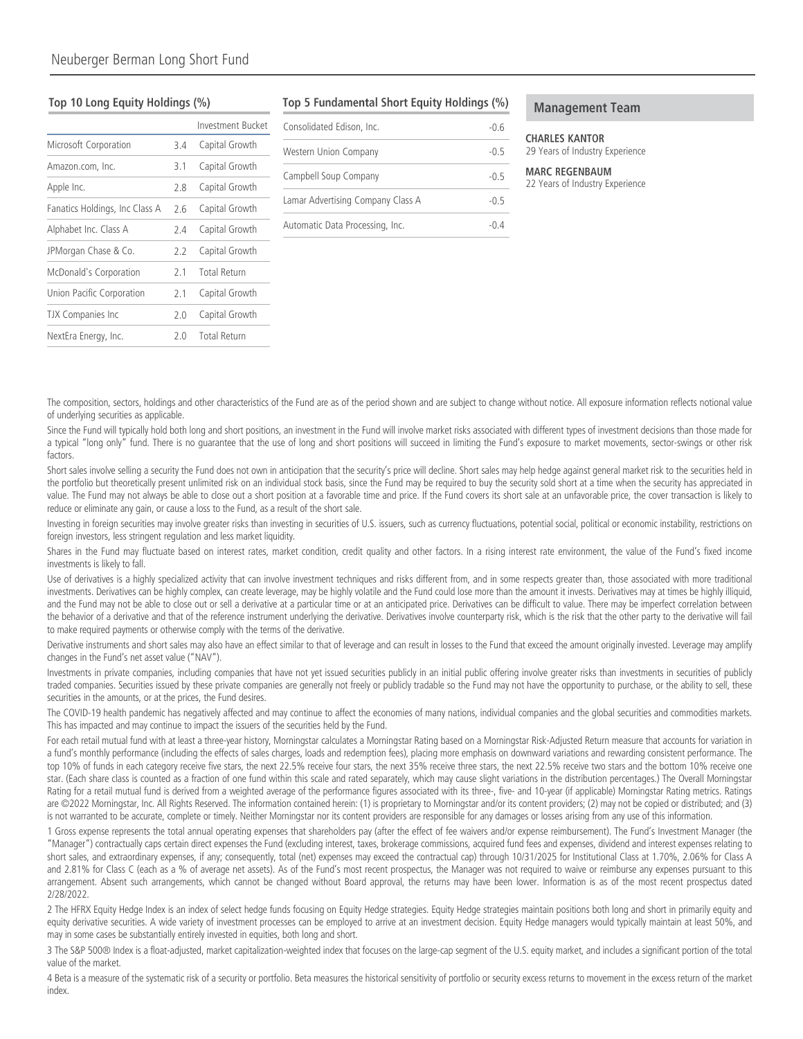## Top 10 Long Equity Holdings (%)

| | | Investment Bucket |
|---|---|---|
| Microsoft Corporation | 3.4 | Capital Growth |
| Amazon.com, Inc. | 3.1 | Capital Growth |
| Apple Inc. | 2.8 | Capital Growth |
| Fanatics Holdings, Inc Class A | 2.6 | Capital Growth |
| Alphabet Inc. Class A | 2.4 | Capital Growth |
| JPMorgan Chase & Co. | 2.2 | Capital Growth |
| McDonald's Corporation | 2.1 | Total Return |
| Union Pacific Corporation | 2.1 | Capital Growth |
| TJX Companies Inc | 2.0 | Capital Growth |
| NextEra Energy, Inc. | 2.0 | Total Return |

## Top 5 Fundamental Short Equity Holdings (%)

| | |
|---|---|
| Consolidated Edison, Inc. | -0.6 |
| Western Union Company | -0.5 |
| Campbell Soup Company | -0.5 |
| Lamar Advertising Company Class A | -0.5 |
| Automatic Data Processing, Inc. | -0.4 |

## Management Team

**CHARLES KANTOR**
29 Years of Industry Experience

**MARC REGENBAUM**
22 Years of Industry Experience

The composition, sectors, holdings and other characteristics of the Fund are as of the period shown and are subject to change without notice. All exposure information reflects notional value of underlying securities as applicable.

Since the Fund will typically hold both long and short positions, an investment in the Fund will involve market risks associated with different types of investment decisions than those made for a typical "long only" fund. There is no guarantee that the use of long and short positions will succeed in limiting the Fund's exposure to market movements, sector-swings or other risk factors.

Short sales involve selling a security the Fund does not own in anticipation that the security's price will decline. Short sales may help hedge against general market risk to the securities held in the portfolio but theoretically present unlimited risk on an individual stock basis, since the Fund may be required to buy the security sold short at a time when the security has appreciated in value. The Fund may not always be able to close out a short position at a favorable time and price. If the Fund covers its short sale at an unfavorable price, the cover transaction is likely to reduce or eliminate any gain, or cause a loss to the Fund, as a result of the short sale.

Investing in foreign securities may involve greater risks than investing in securities of U.S. issuers, such as currency fluctuations, potential social, political or economic instability, restrictions on foreign investors, less stringent regulation and less market liquidity.

Shares in the Fund may fluctuate based on interest rates, market condition, credit quality and other factors. In a rising interest rate environment, the value of the Fund's fixed income investments is likely to fall.

Use of derivatives is a highly specialized activity that can involve investment techniques and risks different from, and in some respects greater than, those associated with more traditional investments. Derivatives can be highly complex, can create leverage, may be highly volatile and the Fund could lose more than the amount it invests. Derivatives may at times be highly illiquid, and the Fund may not be able to close out or sell a derivative at a particular time or at an anticipated price. Derivatives can be difficult to value. There may be imperfect correlation between the behavior of a derivative and that of the reference instrument underlying the derivative. Derivatives involve counterparty risk, which is the risk that the other party to the derivative will fail to make required payments or otherwise comply with the terms of the derivative.

Derivative instruments and short sales may also have an effect similar to that of leverage and can result in losses to the Fund that exceed the amount originally invested. Leverage may amplify changes in the Fund's net asset value ("NAV").

Investments in private companies, including companies that have not yet issued securities publicly in an initial public offering involve greater risks than investments in securities of publicly traded companies. Securities issued by these private companies are generally not freely or publicly tradable so the Fund may not have the opportunity to purchase, or the ability to sell, these securities in the amounts, or at the prices, the Fund desires.

The COVID-19 health pandemic has negatively affected and may continue to affect the economies of many nations, individual companies and the global securities and commodities markets. This has impacted and may continue to impact the issuers of the securities held by the Fund.

For each retail mutual fund with at least a three-year history, Morningstar calculates a Morningstar Rating based on a Morningstar Risk-Adjusted Return measure that accounts for variation in a fund's monthly performance (including the effects of sales charges, loads and redemption fees), placing more emphasis on downward variations and rewarding consistent performance. The top 10% of funds in each category receive five stars, the next 22.5% receive four stars, the next 35% receive three stars, the next 22.5% receive two stars and the bottom 10% receive one star. (Each share class is counted as a fraction of one fund within this scale and rated separately, which may cause slight variations in the distribution percentages.) The Overall Morningstar Rating for a retail mutual fund is derived from a weighted average of the performance figures associated with its three-, five- and 10-year (if applicable) Morningstar Rating metrics. Ratings are ©2022 Morningstar, Inc. All Rights Reserved. The information contained herein: (1) is proprietary to Morningstar and/or its content providers; (2) may not be copied or distributed; and (3) is not warranted to be accurate, complete or timely. Neither Morningstar nor its content providers are responsible for any damages or losses arising from any use of this information.

1 Gross expense represents the total annual operating expenses that shareholders pay (after the effect of fee waivers and/or expense reimbursement). The Fund's Investment Manager (the "Manager") contractually caps certain direct expenses the Fund (excluding interest, taxes, brokerage commissions, acquired fund fees and expenses, dividend and interest expenses relating to short sales, and extraordinary expenses, if any; consequently, total (net) expenses may exceed the contractual cap) through 10/31/2025 for Institutional Class at 1.70%, 2.06% for Class A and 2.81% for Class C (each as a % of average net assets). As of the Fund's most recent prospectus, the Manager was not required to waive or reimburse any expenses pursuant to this arrangement. Absent such arrangements, which cannot be changed without Board approval, the returns may have been lower. Information is as of the most recent prospectus dated 2/28/2022.

2 The HFRX Equity Hedge Index is an index of select hedge funds focusing on Equity Hedge strategies. Equity Hedge strategies maintain positions both long and short in primarily equity and equity derivative securities. A wide variety of investment processes can be employed to arrive at an investment decision. Equity Hedge managers would typically maintain at least 50%, and may in some cases be substantially entirely invested in equities, both long and short.

3 The S&P 500® Index is a float-adjusted, market capitalization-weighted index that focuses on the large-cap segment of the U.S. equity market, and includes a significant portion of the total value of the market.

4 Beta is a measure of the systematic risk of a security or portfolio. Beta measures the historical sensitivity of portfolio or security excess returns to movement in the excess return of the market index.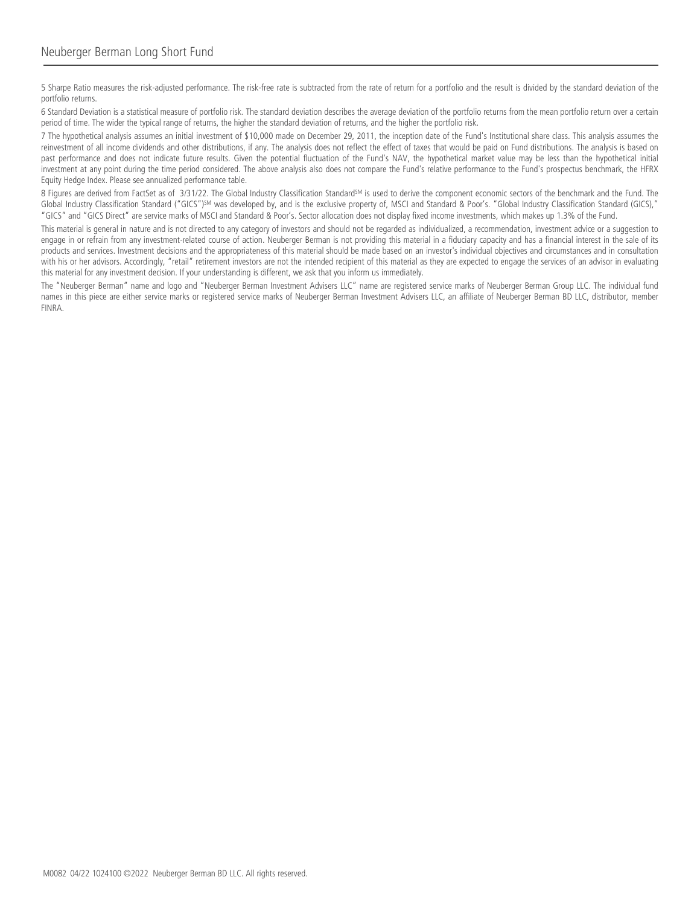5 Sharpe Ratio measures the risk-adjusted performance. The risk-free rate is subtracted from the rate of return for a portfolio and the result is divided by the standard deviation of the portfolio returns.

6 Standard Deviation is a statistical measure of portfolio risk. The standard deviation describes the average deviation of the portfolio returns from the mean portfolio return over a certain period of time. The wider the typical range of returns, the higher the standard deviation of returns, and the higher the portfolio risk.

7 The hypothetical analysis assumes an initial investment of $10,000 made on December 29, 2011, the inception date of the Fund's Institutional share class. This analysis assumes the reinvestment of all income dividends and other distributions, if any. The analysis does not reflect the effect of taxes that would be paid on Fund distributions. The analysis is based on past performance and does not indicate future results. Given the potential fluctuation of the Fund's NAV, the hypothetical market value may be less than the hypothetical initial investment at any point during the time period considered. The above analysis also does not compare the Fund's relative performance to the Fund's prospectus benchmark, the HFRX Equity Hedge Index. Please see annualized performance table.

8 Figures are derived from FactSet as of 3/31/22. The Global Industry Classification Standard[SM] is used to derive the component economic sectors of the benchmark and the Fund. The Global Industry Classification Standard ("GICS")[SM] was developed by, and is the exclusive property of, MSCI and Standard & Poor's. "Global Industry Classification Standard (GICS)," "GICS" and "GICS Direct" are service marks of MSCI and Standard & Poor's. Sector allocation does not display fixed income investments, which makes up 1.3% of the Fund.

This material is general in nature and is not directed to any category of investors and should not be regarded as individualized, a recommendation, investment advice or a suggestion to engage in or refrain from any investment-related course of action. Neuberger Berman is not providing this material in a fiduciary capacity and has a financial interest in the sale of its products and services. Investment decisions and the appropriateness of this material should be made based on an investor's individual objectives and circumstances and in consultation with his or her advisors. Accordingly, "retail" retirement investors are not the intended recipient of this material as they are expected to engage the services of an advisor in evaluating this material for any investment decision. If your understanding is different, we ask that you inform us immediately.

The "Neuberger Berman" name and logo and "Neuberger Berman Investment Advisers LLC" name are registered service marks of Neuberger Berman Group LLC. The individual fund names in this piece are either service marks or registered service marks of Neuberger Berman Investment Advisers LLC, an affiliate of Neuberger Berman BD LLC, distributor, member FINRA.

M0082 04/22 1024100 ©2022 Neuberger Berman BD LLC. All rights reserved.